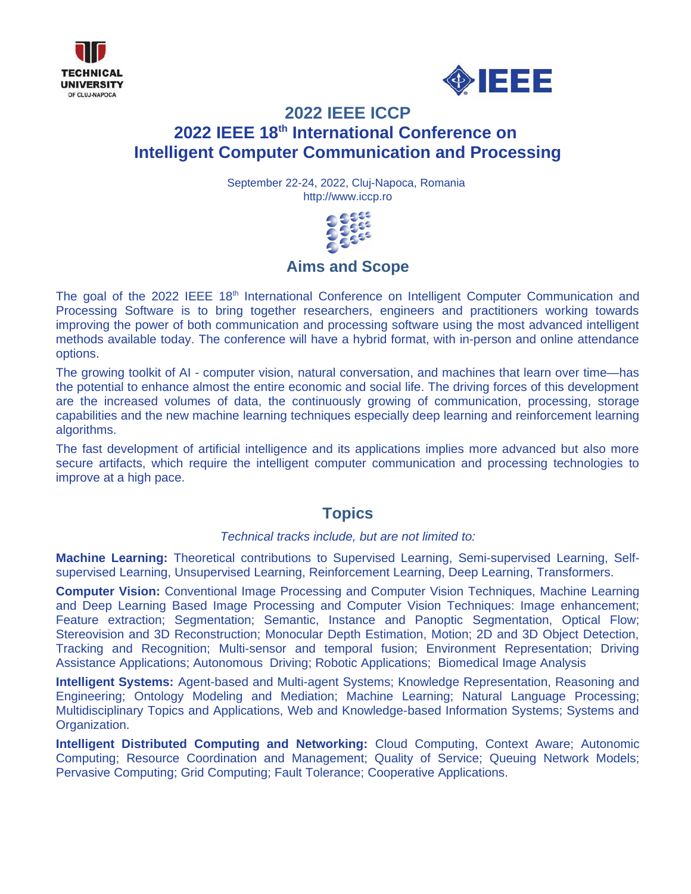TECHNICAL UNIVERSITY OF CLUJ-NAPOCA

IEEE

# 2022 IEEE ICCP

# 2022 IEEE 18th International Conference on Intelligent Computer Communication and Processing

September 22-24, 2022, Cluj-Napoca, Romania
http://www.iccp.ro

## Aims and Scope

The goal of the 2022 IEEE 18th International Conference on Intelligent Computer Communication and Processing Software is to bring together researchers, engineers and practitioners working towards improving the power of both communication and processing software using the most advanced intelligent methods available today. The conference will have a hybrid format, with in-person and online attendance options.

The growing toolkit of AI - computer vision, natural conversation, and machines that learn over time—has the potential to enhance almost the entire economic and social life. The driving forces of this development are the increased volumes of data, the continuously growing of communication, processing, storage capabilities and the new machine learning techniques especially deep learning and reinforcement learning algorithms.

The fast development of artificial intelligence and its applications implies more advanced but also more secure artifacts, which require the intelligent computer communication and processing technologies to improve at a high pace.

## Topics

*Technical tracks include, but are not limited to:*

**Machine Learning:** Theoretical contributions to Supervised Learning, Semi-supervised Learning, Self-supervised Learning, Unsupervised Learning, Reinforcement Learning, Deep Learning, Transformers.

**Computer Vision:** Conventional Image Processing and Computer Vision Techniques, Machine Learning and Deep Learning Based Image Processing and Computer Vision Techniques: Image enhancement; Feature extraction; Segmentation; Semantic, Instance and Panoptic Segmentation, Optical Flow; Stereovision and 3D Reconstruction; Monocular Depth Estimation, Motion; 2D and 3D Object Detection, Tracking and Recognition; Multi-sensor and temporal fusion; Environment Representation; Driving Assistance Applications; Autonomous Driving; Robotic Applications; Biomedical Image Analysis

**Intelligent Systems:** Agent-based and Multi-agent Systems; Knowledge Representation, Reasoning and Engineering; Ontology Modeling and Mediation; Machine Learning; Natural Language Processing; Multidisciplinary Topics and Applications, Web and Knowledge-based Information Systems; Systems and Organization.

**Intelligent Distributed Computing and Networking:** Cloud Computing, Context Aware; Autonomic Computing; Resource Coordination and Management; Quality of Service; Queuing Network Models; Pervasive Computing; Grid Computing; Fault Tolerance; Cooperative Applications.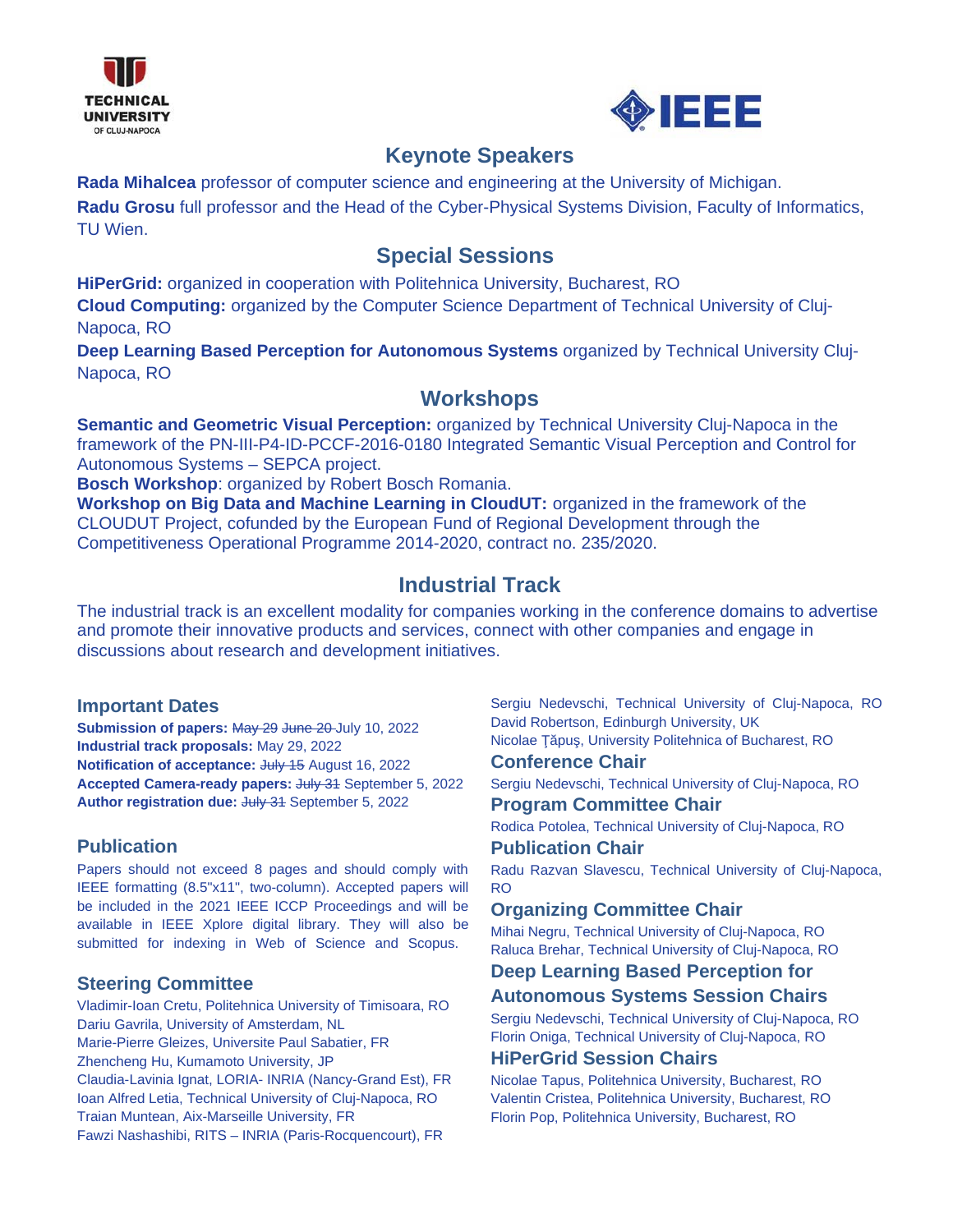TECHNICAL UNIVERSITY OF CLUJ-NAPOCA

IEEE

## Keynote Speakers

**Rada Mihalcea** professor of computer science and engineering at the University of Michigan.

**Radu Grosu** full professor and the Head of the Cyber-Physical Systems Division, Faculty of Informatics, TU Wien.

## Special Sessions

**HiPerGrid:** organized in cooperation with Politehnica University, Bucharest, RO

**Cloud Computing:** organized by the Computer Science Department of Technical University of Cluj-Napoca, RO

**Deep Learning Based Perception for Autonomous Systems** organized by Technical University Cluj-Napoca, RO

## Workshops

**Semantic and Geometric Visual Perception:** organized by Technical University Cluj-Napoca in the framework of the PN-III-P4-ID-PCCF-2016-0180 Integrated Semantic Visual Perception and Control for Autonomous Systems – SEPCA project.

**Bosch Workshop**: organized by Robert Bosch Romania.

**Workshop on Big Data and Machine Learning in CloudUT:** organized in the framework of the CLOUDUT Project, cofunded by the European Fund of Regional Development through the Competitiveness Operational Programme 2014-2020, contract no. 235/2020.

## Industrial Track

The industrial track is an excellent modality for companies working in the conference domains to advertise and promote their innovative products and services, connect with other companies and engage in discussions about research and development initiatives.

### Important Dates

**Submission of papers:** ~~May 29~~ ~~June 20~~ July 10, 2022
**Industrial track proposals:** May 29, 2022
**Notification of acceptance:** ~~July 15~~ August 16, 2022
**Accepted Camera-ready papers:** ~~July 31~~ September 5, 2022
**Author registration due:** ~~July 31~~ September 5, 2022

### Publication

Papers should not exceed 8 pages and should comply with IEEE formatting (8.5"x11", two-column). Accepted papers will be included in the 2021 IEEE ICCP Proceedings and will be available in IEEE Xplore digital library. They will also be submitted for indexing in Web of Science and Scopus.

### Steering Committee

Vladimir-Ioan Cretu, Politehnica University of Timisoara, RO
Dariu Gavrila, University of Amsterdam, NL
Marie-Pierre Gleizes, Universite Paul Sabatier, FR
Zhencheng Hu, Kumamoto University, JP
Claudia-Lavinia Ignat, LORIA- INRIA (Nancy-Grand Est), FR
Ioan Alfred Letia, Technical University of Cluj-Napoca, RO
Traian Muntean, Aix-Marseille University, FR
Fawzi Nashashibi, RITS – INRIA (Paris-Rocquencourt), FR
Sergiu Nedevschi, Technical University of Cluj-Napoca, RO
David Robertson, Edinburgh University, UK
Nicolae Ţăpuş, University Politehnica of Bucharest, RO

### Conference Chair

Sergiu Nedevschi, Technical University of Cluj-Napoca, RO

### Program Committee Chair

Rodica Potolea, Technical University of Cluj-Napoca, RO

### Publication Chair

Radu Razvan Slavescu, Technical University of Cluj-Napoca, RO

### Organizing Committee Chair

Mihai Negru, Technical University of Cluj-Napoca, RO
Raluca Brehar, Technical University of Cluj-Napoca, RO

### Deep Learning Based Perception for Autonomous Systems Session Chairs

Sergiu Nedevschi, Technical University of Cluj-Napoca, RO
Florin Oniga, Technical University of Cluj-Napoca, RO

### HiPerGrid Session Chairs

Nicolae Tapus, Politehnica University, Bucharest, RO
Valentin Cristea, Politehnica University, Bucharest, RO
Florin Pop, Politehnica University, Bucharest, RO